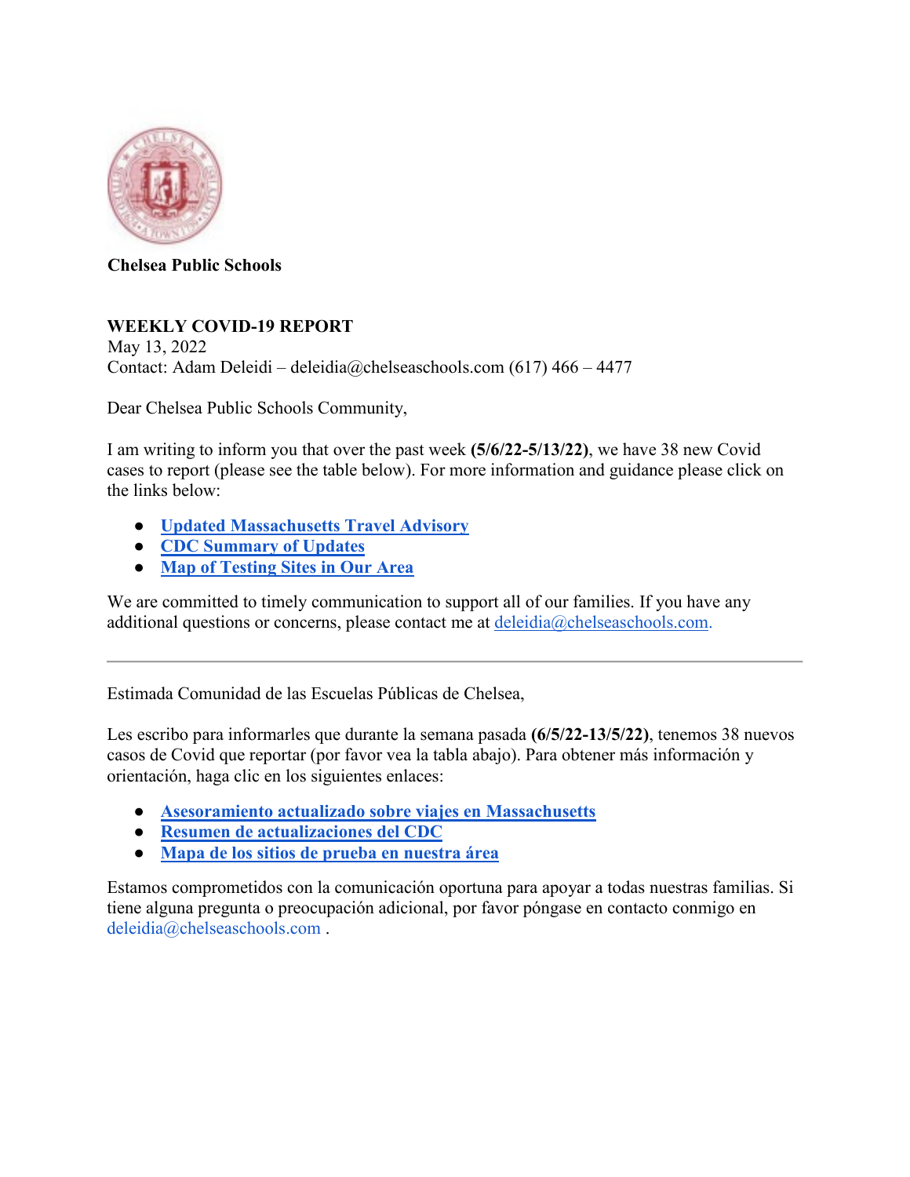**Chelsea Public Schools**

**WEEKLY COVID-19 REPORT**
May 13, 2022
Contact: Adam Deleidi – deleidia@chelseaschools.com (617) 466 – 4477

Dear Chelsea Public Schools Community,

I am writing to inform you that over the past week **(5/6/22-5/13/22)**, we have 38 new Covid cases to report (please see the table below). For more information and guidance please click on the links below:

- **Updated Massachusetts Travel Advisory**
- **CDC Summary of Updates**
- **Map of Testing Sites in Our Area**

We are committed to timely communication to support all of our families. If you have any additional questions or concerns, please contact me at deleidia@chelseaschools.com.

---

Estimada Comunidad de las Escuelas Públicas de Chelsea,

Les escribo para informarles que durante la semana pasada **(6/5/22-13/5/22)**, tenemos 38 nuevos casos de Covid que reportar (por favor vea la tabla abajo). Para obtener más información y orientación, haga clic en los siguientes enlaces:

- **Asesoramiento actualizado sobre viajes en Massachusetts**
- **Resumen de actualizaciones del CDC**
- **Mapa de los sitios de prueba en nuestra área**

Estamos comprometidos con la comunicación oportuna para apoyar a todas nuestras familias. Si tiene alguna pregunta o preocupación adicional, por favor póngase en contacto conmigo en deleidia@chelseaschools.com .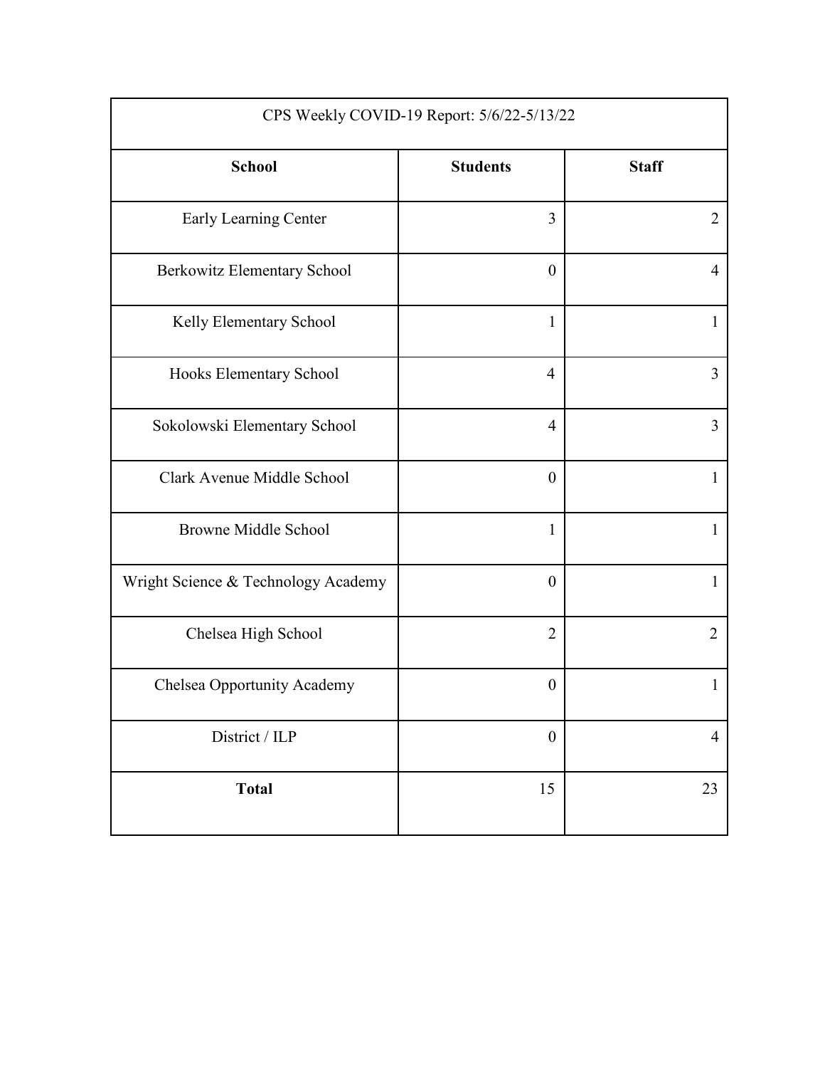| CPS Weekly COVID-19 Report: 5/6/22-5/13/22 | | |
|---|---|---|
| **School** | **Students** | **Staff** |
| Early Learning Center | 3 | 2 |
| Berkowitz Elementary School | 0 | 4 |
| Kelly Elementary School | 1 | 1 |
| Hooks Elementary School | 4 | 3 |
| Sokolowski Elementary School | 4 | 3 |
| Clark Avenue Middle School | 0 | 1 |
| Browne Middle School | 1 | 1 |
| Wright Science & Technology Academy | 0 | 1 |
| Chelsea High School | 2 | 2 |
| Chelsea Opportunity Academy | 0 | 1 |
| District / ILP | 0 | 4 |
| **Total** | 15 | 23 |